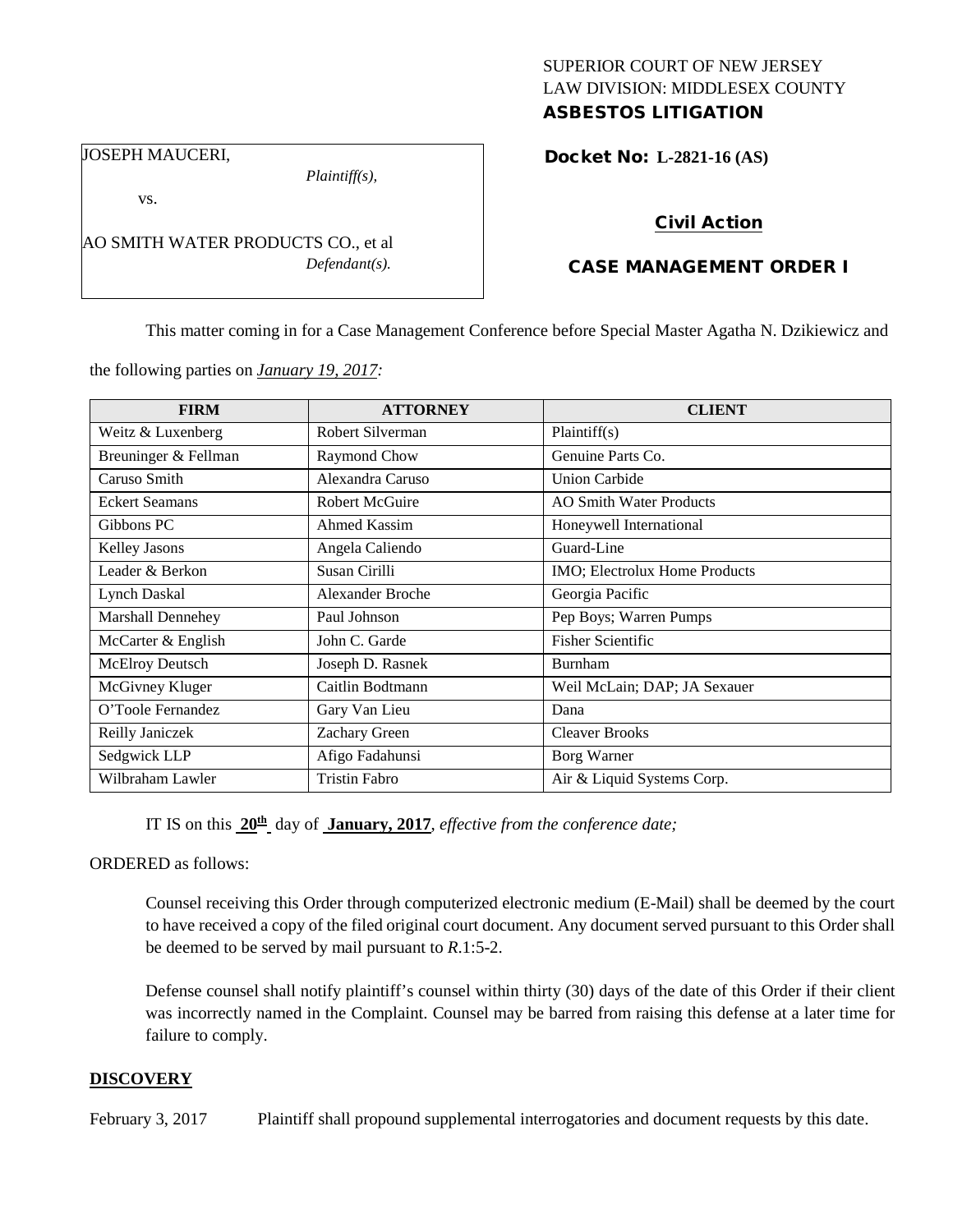SUPERIOR COURT OF NEW JERSEY
LAW DIVISION: MIDDLESEX COUNTY
**ASBESTOS LITIGATION**

JOSEPH MAUCERI,
*Plaintiff(s),*

vs.

AO SMITH WATER PRODUCTS CO., et al
*Defendant(s).*

**Docket No: L-2821-16 (AS)**

**Civil Action**

**CASE MANAGEMENT ORDER I**

This matter coming in for a Case Management Conference before Special Master Agatha N. Dzikiewicz and the following parties on *January 19, 2017:*

| FIRM | ATTORNEY | CLIENT |
|---|---|---|
| Weitz & Luxenberg | Robert Silverman | Plaintiff(s) |
| Breuninger & Fellman | Raymond Chow | Genuine Parts Co. |
| Caruso Smith | Alexandra Caruso | Union Carbide |
| Eckert Seamans | Robert McGuire | AO Smith Water Products |
| Gibbons PC | Ahmed Kassim | Honeywell International |
| Kelley Jasons | Angela Caliendo | Guard-Line |
| Leader & Berkon | Susan Cirilli | IMO; Electrolux Home Products |
| Lynch Daskal | Alexander Broche | Georgia Pacific |
| Marshall Dennehey | Paul Johnson | Pep Boys; Warren Pumps |
| McCarter & English | John C. Garde | Fisher Scientific |
| McElroy Deutsch | Joseph D. Rasnek | Burnham |
| McGivney Kluger | Caitlin Bodtmann | Weil McLain; DAP; JA Sexauer |
| O'Toole Fernandez | Gary Van Lieu | Dana |
| Reilly Janiczek | Zachary Green | Cleaver Brooks |
| Sedgwick LLP | Afigo Fadahunsi | Borg Warner |
| Wilbraham Lawler | Tristin Fabro | Air & Liquid Systems Corp. |

IT IS on this **20th** day of **January, 2017**, *effective from the conference date;*

ORDERED as follows:

Counsel receiving this Order through computerized electronic medium (E-Mail) shall be deemed by the court to have received a copy of the filed original court document. Any document served pursuant to this Order shall be deemed to be served by mail pursuant to *R*.1:5-2.

Defense counsel shall notify plaintiff's counsel within thirty (30) days of the date of this Order if their client was incorrectly named in the Complaint. Counsel may be barred from raising this defense at a later time for failure to comply.

## DISCOVERY

February 3, 2017 Plaintiff shall propound supplemental interrogatories and document requests by this date.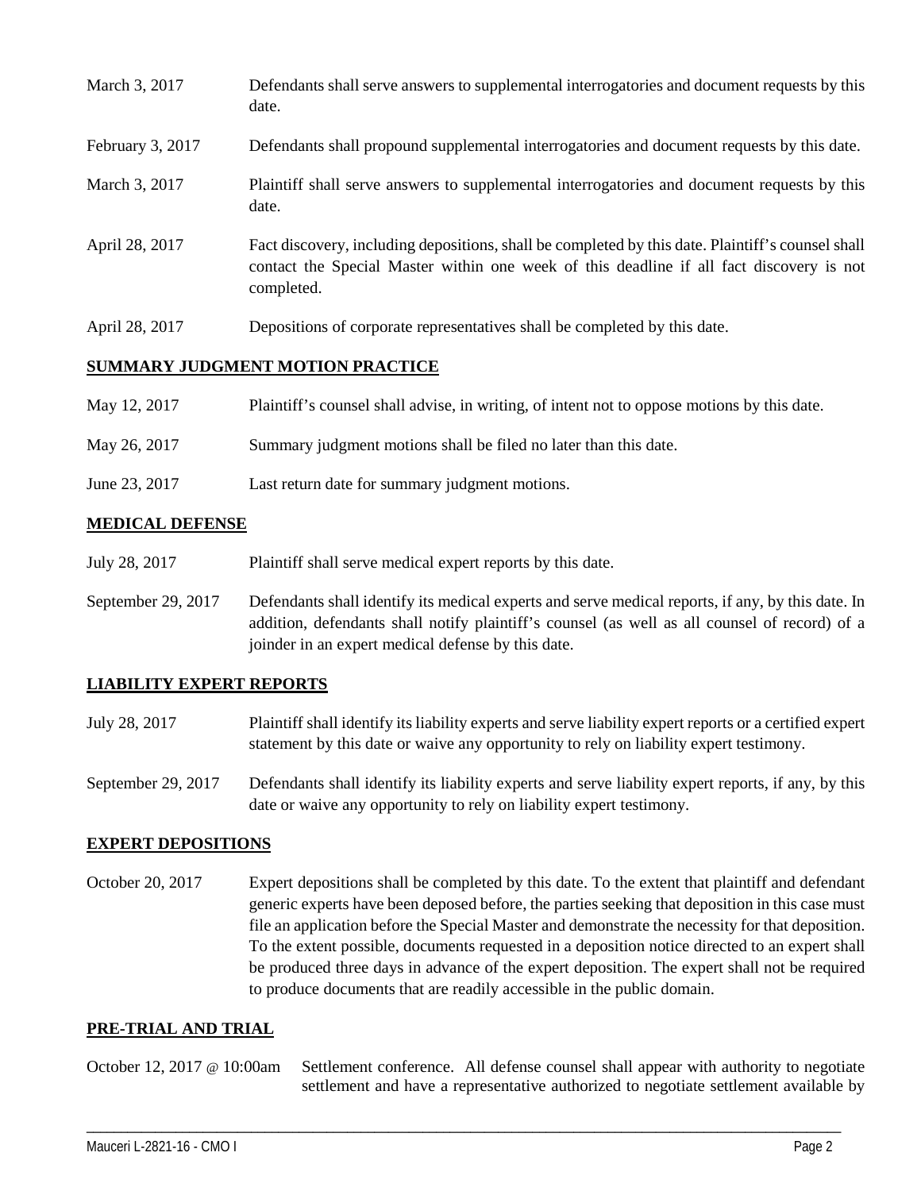| | |
|---|---|
| March 3, 2017 | Defendants shall serve answers to supplemental interrogatories and document requests by this date. |
| February 3, 2017 | Defendants shall propound supplemental interrogatories and document requests by this date. |
| March 3, 2017 | Plaintiff shall serve answers to supplemental interrogatories and document requests by this date. |
| April 28, 2017 | Fact discovery, including depositions, shall be completed by this date. Plaintiff's counsel shall contact the Special Master within one week of this deadline if all fact discovery is not completed. |
| April 28, 2017 | Depositions of corporate representatives shall be completed by this date. |

**SUMMARY JUDGMENT MOTION PRACTICE**

| | |
|---|---|
| May 12, 2017 | Plaintiff's counsel shall advise, in writing, of intent not to oppose motions by this date. |
| May 26, 2017 | Summary judgment motions shall be filed no later than this date. |
| June 23, 2017 | Last return date for summary judgment motions. |

**MEDICAL DEFENSE**

| | |
|---|---|
| July 28, 2017 | Plaintiff shall serve medical expert reports by this date. |
| September 29, 2017 | Defendants shall identify its medical experts and serve medical reports, if any, by this date. In addition, defendants shall notify plaintiff's counsel (as well as all counsel of record) of a joinder in an expert medical defense by this date. |

**LIABILITY EXPERT REPORTS**

| | |
|---|---|
| July 28, 2017 | Plaintiff shall identify its liability experts and serve liability expert reports or a certified expert statement by this date or waive any opportunity to rely on liability expert testimony. |
| September 29, 2017 | Defendants shall identify its liability experts and serve liability expert reports, if any, by this date or waive any opportunity to rely on liability expert testimony. |

**EXPERT DEPOSITIONS**

| | |
|---|---|
| October 20, 2017 | Expert depositions shall be completed by this date. To the extent that plaintiff and defendant generic experts have been deposed before, the parties seeking that deposition in this case must file an application before the Special Master and demonstrate the necessity for that deposition. To the extent possible, documents requested in a deposition notice directed to an expert shall be produced three days in advance of the expert deposition. The expert shall not be required to produce documents that are readily accessible in the public domain. |

**PRE-TRIAL AND TRIAL**

| | |
|---|---|
| October 12, 2017 @ 10:00am | Settlement conference. All defense counsel shall appear with authority to negotiate settlement and have a representative authorized to negotiate settlement available by |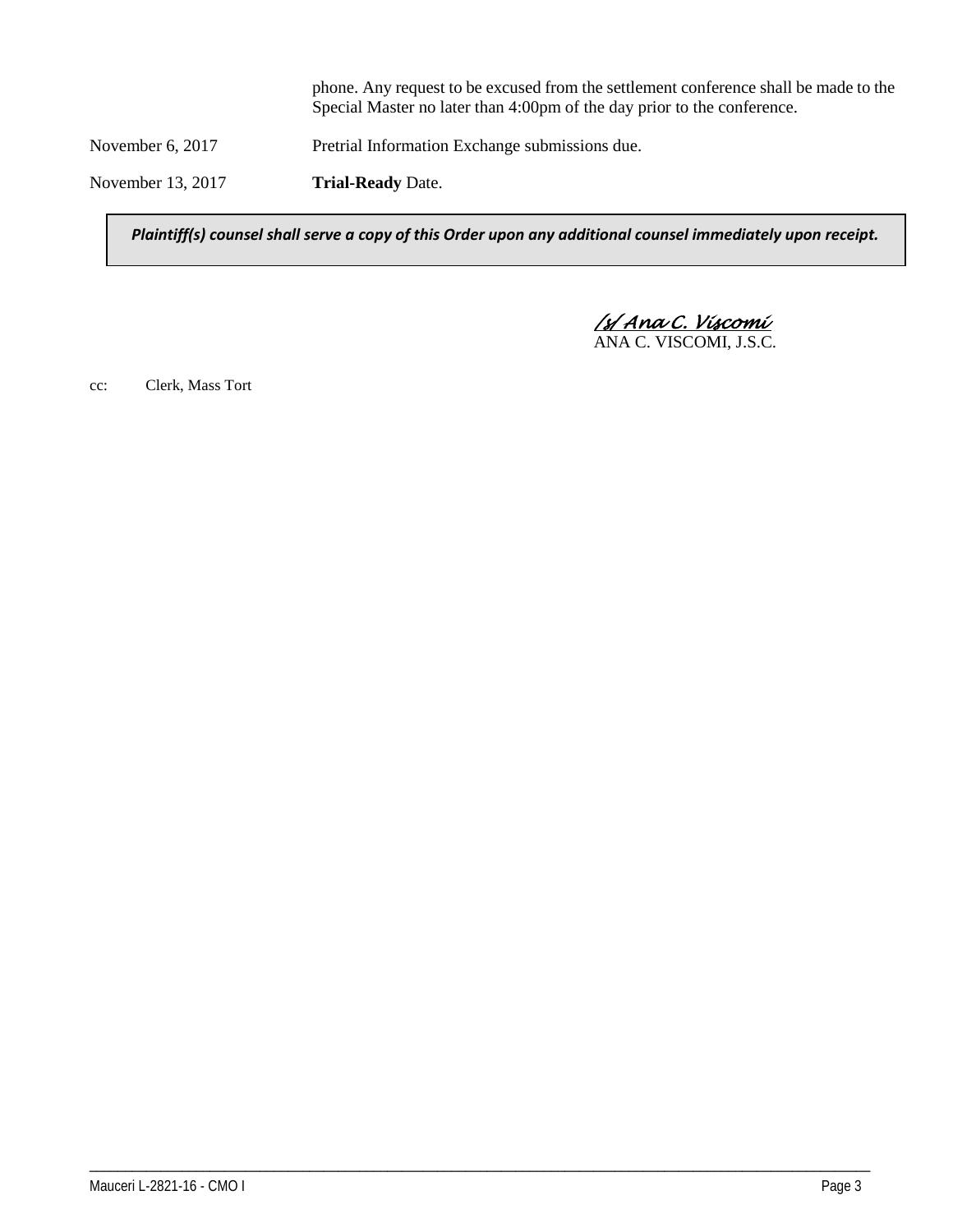| | |
|---|---|
| | phone. Any request to be excused from the settlement conference shall be made to the Special Master no later than 4:00pm of the day prior to the conference. |
| November 6, 2017 | Pretrial Information Exchange submissions due. |
| November 13, 2017 | **Trial-Ready** Date. |

***Plaintiff(s) counsel shall serve a copy of this Order upon any additional counsel immediately upon receipt.***

/s/ Ana C. Viscomi
ANA C. VISCOMI, J.S.C.

cc: Clerk, Mass Tort